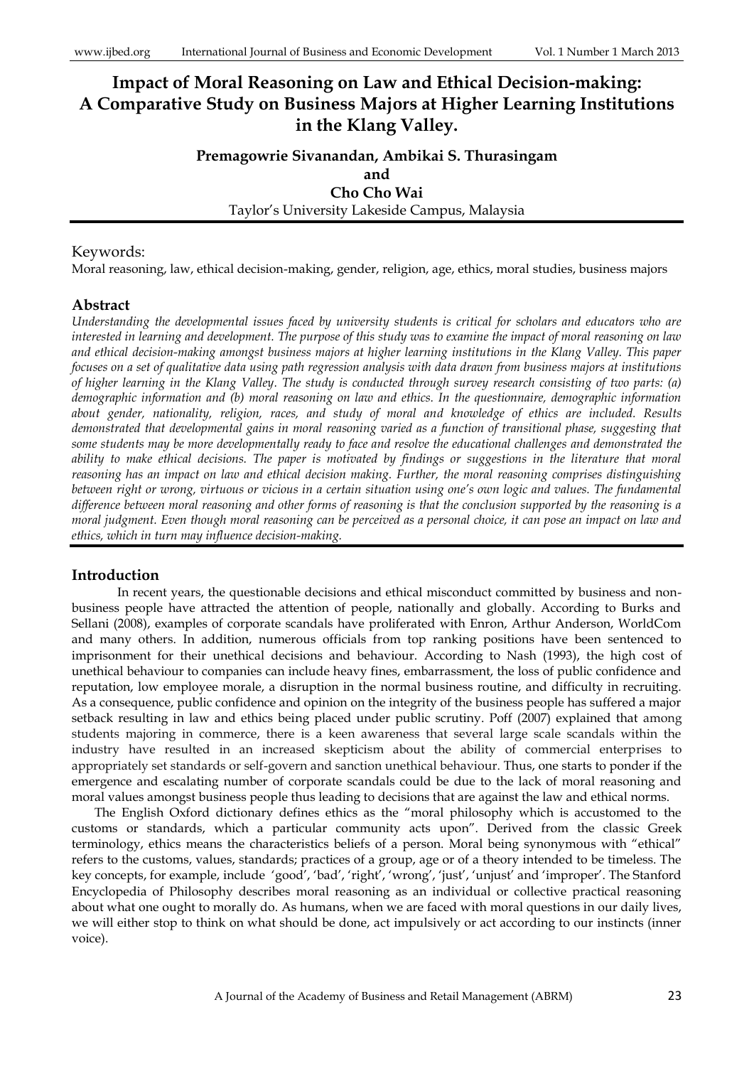# Impact of Moral Reasoning on Law and Ethical Decision-making: A Comparative Study on Business Majors at Higher Learning Institutions in the Klang Valley.

**Premagowrie Sivanandan, Ambikai S. Thurasingam**
**and**
**Cho Cho Wai**

Taylor's University Lakeside Campus, Malaysia

## Keywords:

Moral reasoning, law, ethical decision-making, gender, religion, age, ethics, moral studies, business majors

## Abstract

*Understanding the developmental issues faced by university students is critical for scholars and educators who are interested in learning and development. The purpose of this study was to examine the impact of moral reasoning on law and ethical decision-making amongst business majors at higher learning institutions in the Klang Valley. This paper focuses on a set of qualitative data using path regression analysis with data drawn from business majors at institutions of higher learning in the Klang Valley. The study is conducted through survey research consisting of two parts: (a) demographic information and (b) moral reasoning on law and ethics. In the questionnaire, demographic information about gender, nationality, religion, races, and study of moral and knowledge of ethics are included. Results demonstrated that developmental gains in moral reasoning varied as a function of transitional phase, suggesting that some students may be more developmentally ready to face and resolve the educational challenges and demonstrated the ability to make ethical decisions. The paper is motivated by findings or suggestions in the literature that moral reasoning has an impact on law and ethical decision making. Further, the moral reasoning comprises distinguishing between right or wrong, virtuous or vicious in a certain situation using one's own logic and values. The fundamental difference between moral reasoning and other forms of reasoning is that the conclusion supported by the reasoning is a moral judgment. Even though moral reasoning can be perceived as a personal choice, it can pose an impact on law and ethics, which in turn may influence decision-making.*

## Introduction

In recent years, the questionable decisions and ethical misconduct committed by business and non-business people have attracted the attention of people, nationally and globally. According to Burks and Sellani (2008), examples of corporate scandals have proliferated with Enron, Arthur Anderson, WorldCom and many others. In addition, numerous officials from top ranking positions have been sentenced to imprisonment for their unethical decisions and behaviour. According to Nash (1993), the high cost of unethical behaviour to companies can include heavy fines, embarrassment, the loss of public confidence and reputation, low employee morale, a disruption in the normal business routine, and difficulty in recruiting. As a consequence, public confidence and opinion on the integrity of the business people has suffered a major setback resulting in law and ethics being placed under public scrutiny. Poff (2007) explained that among students majoring in commerce, there is a keen awareness that several large scale scandals within the industry have resulted in an increased skepticism about the ability of commercial enterprises to appropriately set standards or self-govern and sanction unethical behaviour. Thus, one starts to ponder if the emergence and escalating number of corporate scandals could be due to the lack of moral reasoning and moral values amongst business people thus leading to decisions that are against the law and ethical norms.

The English Oxford dictionary defines ethics as the "moral philosophy which is accustomed to the customs or standards, which a particular community acts upon". Derived from the classic Greek terminology, ethics means the characteristics beliefs of a person. Moral being synonymous with "ethical" refers to the customs, values, standards; practices of a group, age or of a theory intended to be timeless. The key concepts, for example, include 'good', 'bad', 'right', 'wrong', 'just', 'unjust' and 'improper'. The Stanford Encyclopedia of Philosophy describes moral reasoning as an individual or collective practical reasoning about what one ought to morally do. As humans, when we are faced with moral questions in our daily lives, we will either stop to think on what should be done, act impulsively or act according to our instincts (inner voice).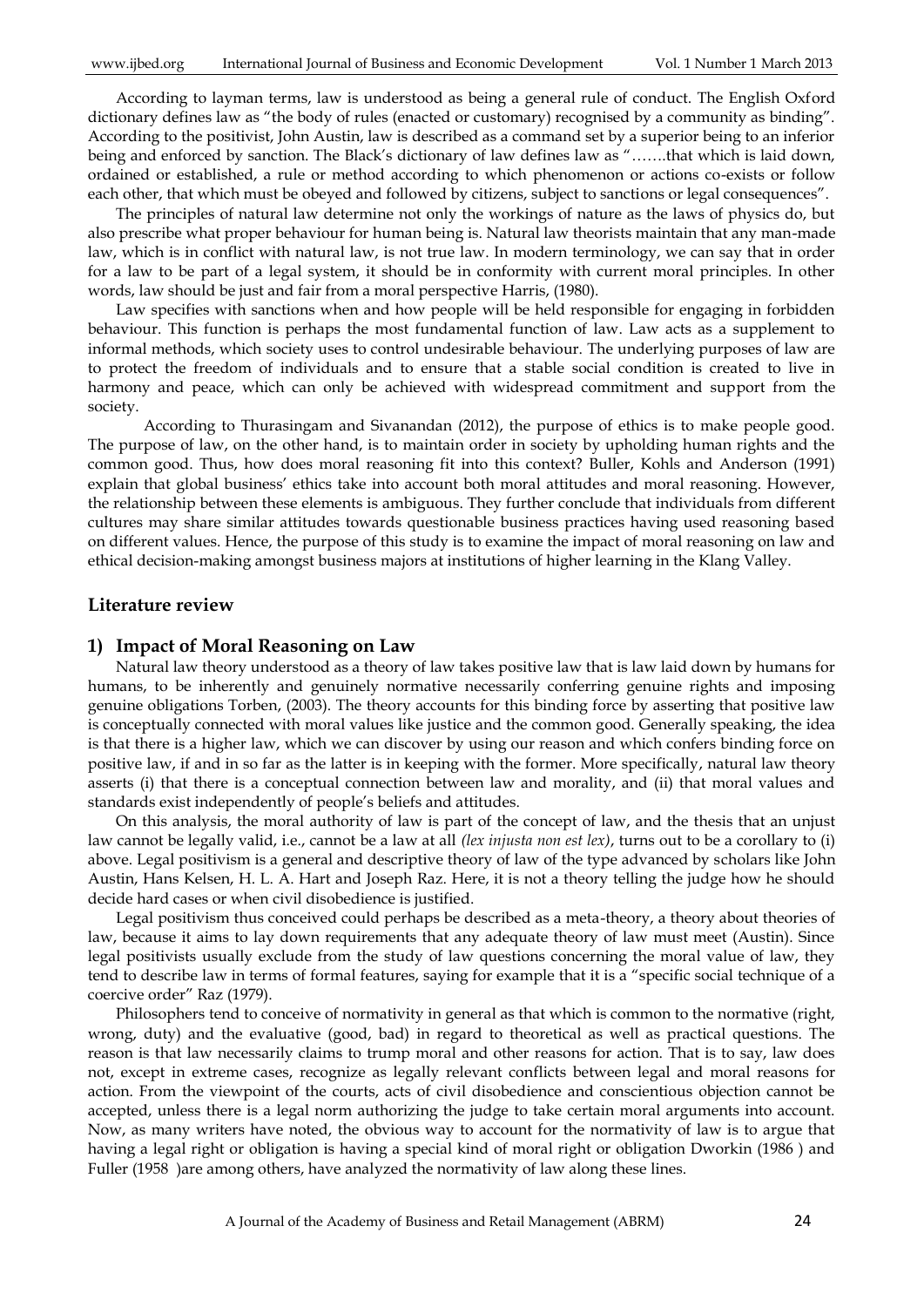According to layman terms, law is understood as being a general rule of conduct. The English Oxford dictionary defines law as "the body of rules (enacted or customary) recognised by a community as binding". According to the positivist, John Austin, law is described as a command set by a superior being to an inferior being and enforced by sanction. The Black's dictionary of law defines law as "…….that which is laid down, ordained or established, a rule or method according to which phenomenon or actions co-exists or follow each other, that which must be obeyed and followed by citizens, subject to sanctions or legal consequences".

The principles of natural law determine not only the workings of nature as the laws of physics do, but also prescribe what proper behaviour for human being is. Natural law theorists maintain that any man-made law, which is in conflict with natural law, is not true law. In modern terminology, we can say that in order for a law to be part of a legal system, it should be in conformity with current moral principles. In other words, law should be just and fair from a moral perspective Harris, (1980).

Law specifies with sanctions when and how people will be held responsible for engaging in forbidden behaviour. This function is perhaps the most fundamental function of law. Law acts as a supplement to informal methods, which society uses to control undesirable behaviour. The underlying purposes of law are to protect the freedom of individuals and to ensure that a stable social condition is created to live in harmony and peace, which can only be achieved with widespread commitment and support from the society.

According to Thurasingam and Sivanandan (2012), the purpose of ethics is to make people good. The purpose of law, on the other hand, is to maintain order in society by upholding human rights and the common good. Thus, how does moral reasoning fit into this context? Buller, Kohls and Anderson (1991) explain that global business' ethics take into account both moral attitudes and moral reasoning. However, the relationship between these elements is ambiguous. They further conclude that individuals from different cultures may share similar attitudes towards questionable business practices having used reasoning based on different values. Hence, the purpose of this study is to examine the impact of moral reasoning on law and ethical decision-making amongst business majors at institutions of higher learning in the Klang Valley.

## Literature review

### 1) Impact of Moral Reasoning on Law

Natural law theory understood as a theory of law takes positive law that is law laid down by humans for humans, to be inherently and genuinely normative necessarily conferring genuine rights and imposing genuine obligations Torben, (2003). The theory accounts for this binding force by asserting that positive law is conceptually connected with moral values like justice and the common good. Generally speaking, the idea is that there is a higher law, which we can discover by using our reason and which confers binding force on positive law, if and in so far as the latter is in keeping with the former. More specifically, natural law theory asserts (i) that there is a conceptual connection between law and morality, and (ii) that moral values and standards exist independently of people's beliefs and attitudes.

On this analysis, the moral authority of law is part of the concept of law, and the thesis that an unjust law cannot be legally valid, i.e., cannot be a law at all *(lex injusta non est lex)*, turns out to be a corollary to (i) above. Legal positivism is a general and descriptive theory of law of the type advanced by scholars like John Austin, Hans Kelsen, H. L. A. Hart and Joseph Raz. Here, it is not a theory telling the judge how he should decide hard cases or when civil disobedience is justified.

Legal positivism thus conceived could perhaps be described as a meta-theory, a theory about theories of law, because it aims to lay down requirements that any adequate theory of law must meet (Austin). Since legal positivists usually exclude from the study of law questions concerning the moral value of law, they tend to describe law in terms of formal features, saying for example that it is a "specific social technique of a coercive order" Raz (1979).

Philosophers tend to conceive of normativity in general as that which is common to the normative (right, wrong, duty) and the evaluative (good, bad) in regard to theoretical as well as practical questions. The reason is that law necessarily claims to trump moral and other reasons for action. That is to say, law does not, except in extreme cases, recognize as legally relevant conflicts between legal and moral reasons for action. From the viewpoint of the courts, acts of civil disobedience and conscientious objection cannot be accepted, unless there is a legal norm authorizing the judge to take certain moral arguments into account. Now, as many writers have noted, the obvious way to account for the normativity of law is to argue that having a legal right or obligation is having a special kind of moral right or obligation Dworkin (1986 ) and Fuller (1958 )are among others, have analyzed the normativity of law along these lines.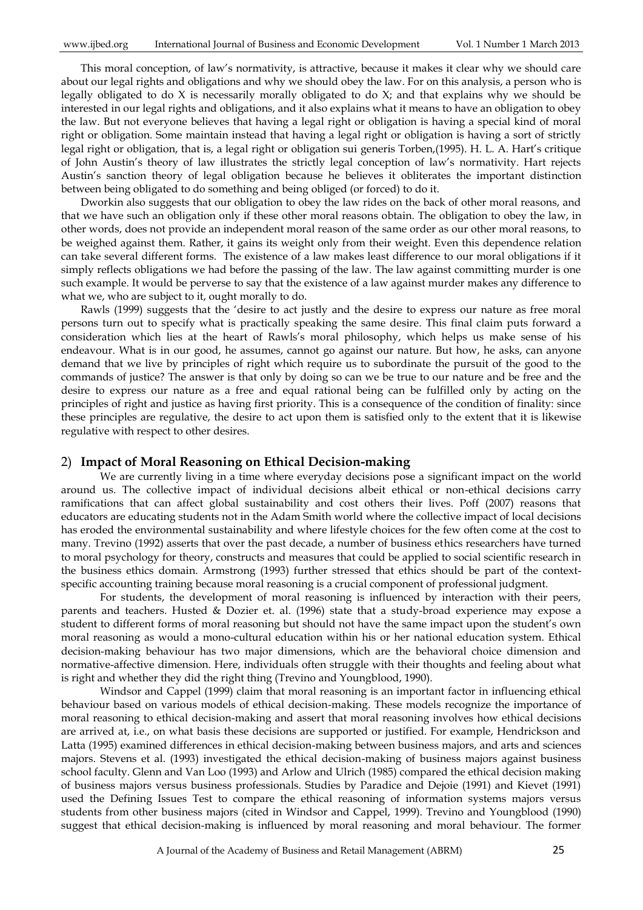This moral conception, of law's normativity, is attractive, because it makes it clear why we should care about our legal rights and obligations and why we should obey the law. For on this analysis, a person who is legally obligated to do X is necessarily morally obligated to do X; and that explains why we should be interested in our legal rights and obligations, and it also explains what it means to have an obligation to obey the law. But not everyone believes that having a legal right or obligation is having a special kind of moral right or obligation. Some maintain instead that having a legal right or obligation is having a sort of strictly legal right or obligation, that is, a legal right or obligation sui generis Torben,(1995). H. L. A. Hart's critique of John Austin's theory of law illustrates the strictly legal conception of law's normativity. Hart rejects Austin's sanction theory of legal obligation because he believes it obliterates the important distinction between being obligated to do something and being obliged (or forced) to do it.

Dworkin also suggests that our obligation to obey the law rides on the back of other moral reasons, and that we have such an obligation only if these other moral reasons obtain. The obligation to obey the law, in other words, does not provide an independent moral reason of the same order as our other moral reasons, to be weighed against them. Rather, it gains its weight only from their weight. Even this dependence relation can take several different forms. The existence of a law makes least difference to our moral obligations if it simply reflects obligations we had before the passing of the law. The law against committing murder is one such example. It would be perverse to say that the existence of a law against murder makes any difference to what we, who are subject to it, ought morally to do.

Rawls (1999) suggests that the 'desire to act justly and the desire to express our nature as free moral persons turn out to specify what is practically speaking the same desire. This final claim puts forward a consideration which lies at the heart of Rawls's moral philosophy, which helps us make sense of his endeavour. What is in our good, he assumes, cannot go against our nature. But how, he asks, can anyone demand that we live by principles of right which require us to subordinate the pursuit of the good to the commands of justice? The answer is that only by doing so can we be true to our nature and be free and the desire to express our nature as a free and equal rational being can be fulfilled only by acting on the principles of right and justice as having first priority. This is a consequence of the condition of finality: since these principles are regulative, the desire to act upon them is satisfied only to the extent that it is likewise regulative with respect to other desires.

## 2) Impact of Moral Reasoning on Ethical Decision-making

We are currently living in a time where everyday decisions pose a significant impact on the world around us. The collective impact of individual decisions albeit ethical or non-ethical decisions carry ramifications that can affect global sustainability and cost others their lives. Poff (2007) reasons that educators are educating students not in the Adam Smith world where the collective impact of local decisions has eroded the environmental sustainability and where lifestyle choices for the few often come at the cost to many. Trevino (1992) asserts that over the past decade, a number of business ethics researchers have turned to moral psychology for theory, constructs and measures that could be applied to social scientific research in the business ethics domain. Armstrong (1993) further stressed that ethics should be part of the context-specific accounting training because moral reasoning is a crucial component of professional judgment.

For students, the development of moral reasoning is influenced by interaction with their peers, parents and teachers. Husted & Dozier et. al. (1996) state that a study-broad experience may expose a student to different forms of moral reasoning but should not have the same impact upon the student's own moral reasoning as would a mono-cultural education within his or her national education system. Ethical decision-making behaviour has two major dimensions, which are the behavioral choice dimension and normative-affective dimension. Here, individuals often struggle with their thoughts and feeling about what is right and whether they did the right thing (Trevino and Youngblood, 1990).

Windsor and Cappel (1999) claim that moral reasoning is an important factor in influencing ethical behaviour based on various models of ethical decision-making. These models recognize the importance of moral reasoning to ethical decision-making and assert that moral reasoning involves how ethical decisions are arrived at, i.e., on what basis these decisions are supported or justified. For example, Hendrickson and Latta (1995) examined differences in ethical decision-making between business majors, and arts and sciences majors. Stevens et al. (1993) investigated the ethical decision-making of business majors against business school faculty. Glenn and Van Loo (1993) and Arlow and Ulrich (1985) compared the ethical decision making of business majors versus business professionals. Studies by Paradice and Dejoie (1991) and Kievet (1991) used the Defining Issues Test to compare the ethical reasoning of information systems majors versus students from other business majors (cited in Windsor and Cappel, 1999). Trevino and Youngblood (1990) suggest that ethical decision-making is influenced by moral reasoning and moral behaviour. The former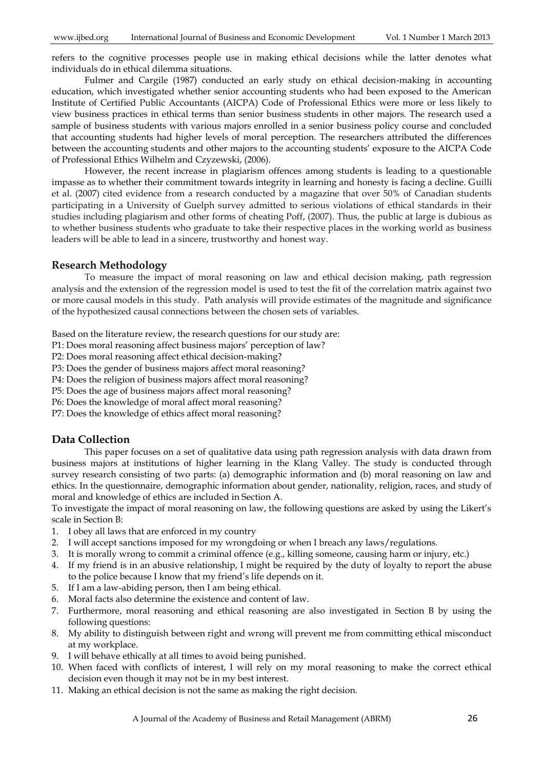refers to the cognitive processes people use in making ethical decisions while the latter denotes what individuals do in ethical dilemma situations.

Fulmer and Cargile (1987) conducted an early study on ethical decision-making in accounting education, which investigated whether senior accounting students who had been exposed to the American Institute of Certified Public Accountants (AICPA) Code of Professional Ethics were more or less likely to view business practices in ethical terms than senior business students in other majors. The research used a sample of business students with various majors enrolled in a senior business policy course and concluded that accounting students had higher levels of moral perception. The researchers attributed the differences between the accounting students and other majors to the accounting students' exposure to the AICPA Code of Professional Ethics Wilhelm and Czyzewski, (2006).

However, the recent increase in plagiarism offences among students is leading to a questionable impasse as to whether their commitment towards integrity in learning and honesty is facing a decline. Guilli et al. (2007) cited evidence from a research conducted by a magazine that over 50% of Canadian students participating in a University of Guelph survey admitted to serious violations of ethical standards in their studies including plagiarism and other forms of cheating Poff, (2007). Thus, the public at large is dubious as to whether business students who graduate to take their respective places in the working world as business leaders will be able to lead in a sincere, trustworthy and honest way.

## Research Methodology

To measure the impact of moral reasoning on law and ethical decision making, path regression analysis and the extension of the regression model is used to test the fit of the correlation matrix against two or more causal models in this study. Path analysis will provide estimates of the magnitude and significance of the hypothesized causal connections between the chosen sets of variables.

Based on the literature review, the research questions for our study are:

P1: Does moral reasoning affect business majors' perception of law?
P2: Does moral reasoning affect ethical decision-making?
P3: Does the gender of business majors affect moral reasoning?
P4: Does the religion of business majors affect moral reasoning?
P5: Does the age of business majors affect moral reasoning?
P6: Does the knowledge of moral affect moral reasoning?
P7: Does the knowledge of ethics affect moral reasoning?

## Data Collection

This paper focuses on a set of qualitative data using path regression analysis with data drawn from business majors at institutions of higher learning in the Klang Valley. The study is conducted through survey research consisting of two parts: (a) demographic information and (b) moral reasoning on law and ethics. In the questionnaire, demographic information about gender, nationality, religion, races, and study of moral and knowledge of ethics are included in Section A.

To investigate the impact of moral reasoning on law, the following questions are asked by using the Likert's scale in Section B:

1. I obey all laws that are enforced in my country
2. I will accept sanctions imposed for my wrongdoing or when I breach any laws/regulations.
3. It is morally wrong to commit a criminal offence (e.g., killing someone, causing harm or injury, etc.)
4. If my friend is in an abusive relationship, I might be required by the duty of loyalty to report the abuse to the police because I know that my friend's life depends on it.
5. If I am a law-abiding person, then I am being ethical.
6. Moral facts also determine the existence and content of law.
7. Furthermore, moral reasoning and ethical reasoning are also investigated in Section B by using the following questions:
8. My ability to distinguish between right and wrong will prevent me from committing ethical misconduct at my workplace.
9. I will behave ethically at all times to avoid being punished.
10. When faced with conflicts of interest, I will rely on my moral reasoning to make the correct ethical decision even though it may not be in my best interest.
11. Making an ethical decision is not the same as making the right decision.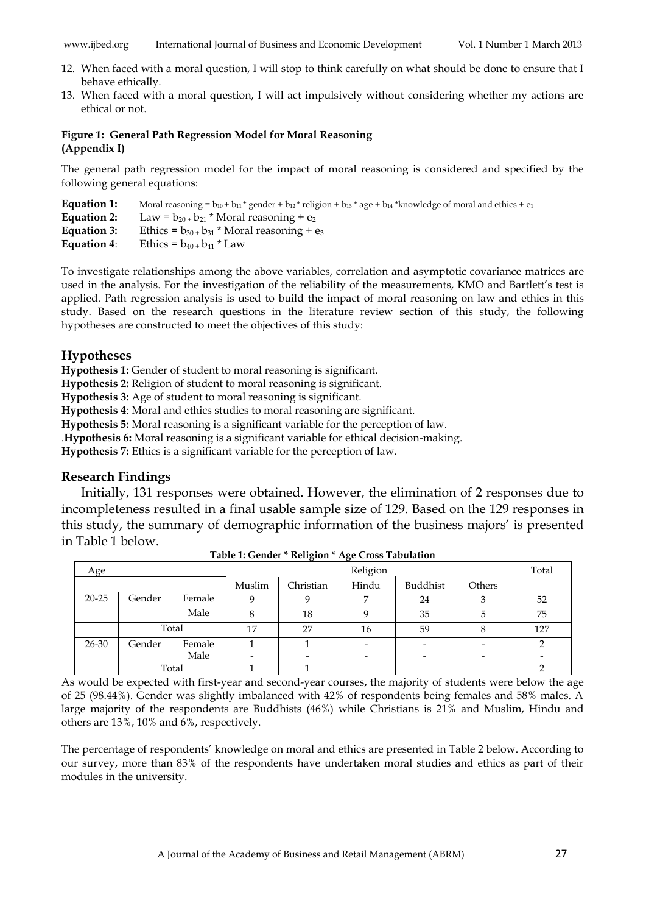12. When faced with a moral question, I will stop to think carefully on what should be done to ensure that I behave ethically.
13. When faced with a moral question, I will act impulsively without considering whether my actions are ethical or not.

**Figure 1: General Path Regression Model for Moral Reasoning (Appendix I)**

The general path regression model for the impact of moral reasoning is considered and specified by the following general equations:

**Equation 1:** Moral reasoning = $b_{10} + b_{11}$ * gender + $b_{12}$ * religion + $b_{13}$ * age + $b_{14}$ *knowledge of moral and ethics + $e_1$

**Equation 2:** Law = $b_{20} + b_{21}$ * Moral reasoning + $e_2$

**Equation 3:** Ethics = $b_{30} + b_{31}$ * Moral reasoning + $e_3$

**Equation 4**: Ethics = $b_{40} + b_{41}$ * Law

To investigate relationships among the above variables, correlation and asymptotic covariance matrices are used in the analysis. For the investigation of the reliability of the measurements, KMO and Bartlett's test is applied. Path regression analysis is used to build the impact of moral reasoning on law and ethics in this study. Based on the research questions in the literature review section of this study, the following hypotheses are constructed to meet the objectives of this study:

## Hypotheses

**Hypothesis 1:** Gender of student to moral reasoning is significant.
**Hypothesis 2:** Religion of student to moral reasoning is significant.
**Hypothesis 3:** Age of student to moral reasoning is significant.
**Hypothesis 4**: Moral and ethics studies to moral reasoning are significant.
**Hypothesis 5:** Moral reasoning is a significant variable for the perception of law.
.**Hypothesis 6:** Moral reasoning is a significant variable for ethical decision-making.
**Hypothesis 7:** Ethics is a significant variable for the perception of law.

## Research Findings

Initially, 131 responses were obtained. However, the elimination of 2 responses due to incompleteness resulted in a final usable sample size of 129. Based on the 129 responses in this study, the summary of demographic information of the business majors' is presented in Table 1 below.

**Table 1: Gender * Religion * Age Cross Tabulation**

| Age | | | Religion | | | | | Total |
|---|---|---|---|---|---|---|---|---|
| | | | Muslim | Christian | Hindu | Buddhist | Others | |
| 20-25 | Gender | Female | 9 | 9 | 7 | 24 | 3 | 52 |
| | | Male | 8 | 18 | 9 | 35 | 5 | 75 |
| | Total | | 17 | 27 | 16 | 59 | 8 | 127 |
| 26-30 | Gender | Female | 1 | 1 | - | - | - | 2 |
| | | Male | - | - | - | - | - | - |
| | Total | | 1 | 1 | | | | 2 |

As would be expected with first-year and second-year courses, the majority of students were below the age of 25 (98.44%). Gender was slightly imbalanced with 42% of respondents being females and 58% males. A large majority of the respondents are Buddhists (46%) while Christians is 21% and Muslim, Hindu and others are 13%, 10% and 6%, respectively.

The percentage of respondents' knowledge on moral and ethics are presented in Table 2 below. According to our survey, more than 83% of the respondents have undertaken moral studies and ethics as part of their modules in the university.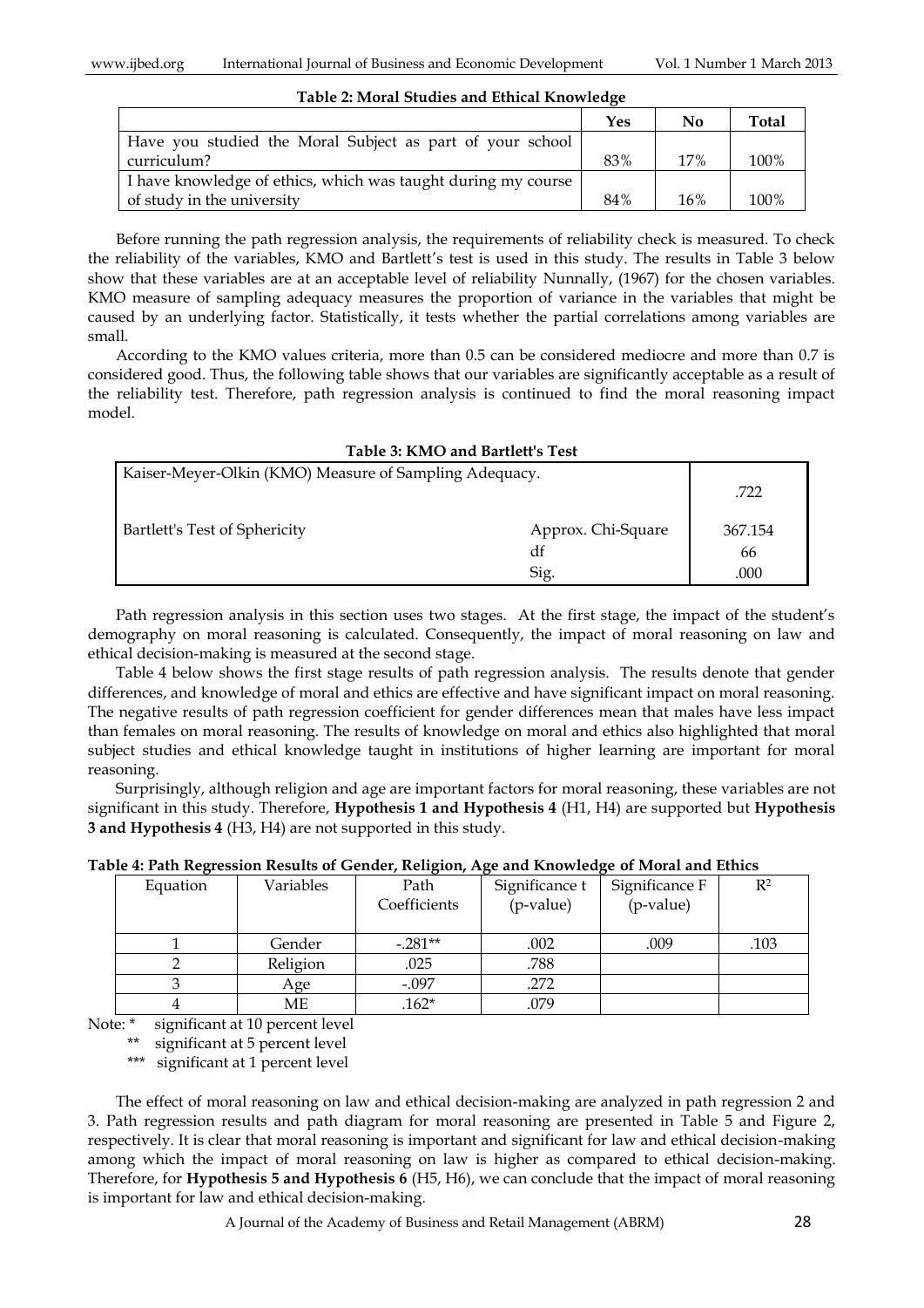**Table 2: Moral Studies and Ethical Knowledge**

| | Yes | No | Total |
|---|---|---|---|
| Have you studied the Moral Subject as part of your school curriculum? | 83% | 17% | 100% |
| I have knowledge of ethics, which was taught during my course of study in the university | 84% | 16% | 100% |

Before running the path regression analysis, the requirements of reliability check is measured. To check the reliability of the variables, KMO and Bartlett's test is used in this study. The results in Table 3 below show that these variables are at an acceptable level of reliability Nunnally, (1967) for the chosen variables. KMO measure of sampling adequacy measures the proportion of variance in the variables that might be caused by an underlying factor. Statistically, it tests whether the partial correlations among variables are small.

According to the KMO values criteria, more than 0.5 can be considered mediocre and more than 0.7 is considered good. Thus, the following table shows that our variables are significantly acceptable as a result of the reliability test. Therefore, path regression analysis is continued to find the moral reasoning impact model.

**Table 3: KMO and Bartlett's Test**

| | | |
|---|---|---|
| Kaiser-Meyer-Olkin (KMO) Measure of Sampling Adequacy. | | .722 |
| Bartlett's Test of Sphericity | Approx. Chi-Square | 367.154 |
| | df | 66 |
| | Sig. | .000 |

Path regression analysis in this section uses two stages. At the first stage, the impact of the student's demography on moral reasoning is calculated. Consequently, the impact of moral reasoning on law and ethical decision-making is measured at the second stage.

Table 4 below shows the first stage results of path regression analysis. The results denote that gender differences, and knowledge of moral and ethics are effective and have significant impact on moral reasoning. The negative results of path regression coefficient for gender differences mean that males have less impact than females on moral reasoning. The results of knowledge on moral and ethics also highlighted that moral subject studies and ethical knowledge taught in institutions of higher learning are important for moral reasoning.

Surprisingly, although religion and age are important factors for moral reasoning, these variables are not significant in this study. Therefore, **Hypothesis 1 and Hypothesis 4** (H1, H4) are supported but **Hypothesis 3 and Hypothesis 4** (H3, H4) are not supported in this study.

**Table 4: Path Regression Results of Gender, Religion, Age and Knowledge of Moral and Ethics**

| Equation | Variables | Path Coefficients | Significance t (p-value) | Significance F (p-value) | $R^2$ |
|---|---|---|---|---|---|
| 1 | Gender | -.281** | .002 | .009 | .103 |
| 2 | Religion | .025 | .788 | | |
| 3 | Age | -.097 | .272 | | |
| 4 | ME | .162* | .079 | | |

Note: * significant at 10 percent level
** significant at 5 percent level
*** significant at 1 percent level

The effect of moral reasoning on law and ethical decision-making are analyzed in path regression 2 and 3. Path regression results and path diagram for moral reasoning are presented in Table 5 and Figure 2, respectively. It is clear that moral reasoning is important and significant for law and ethical decision-making among which the impact of moral reasoning on law is higher as compared to ethical decision-making. Therefore, for **Hypothesis 5 and Hypothesis 6** (H5, H6), we can conclude that the impact of moral reasoning is important for law and ethical decision-making.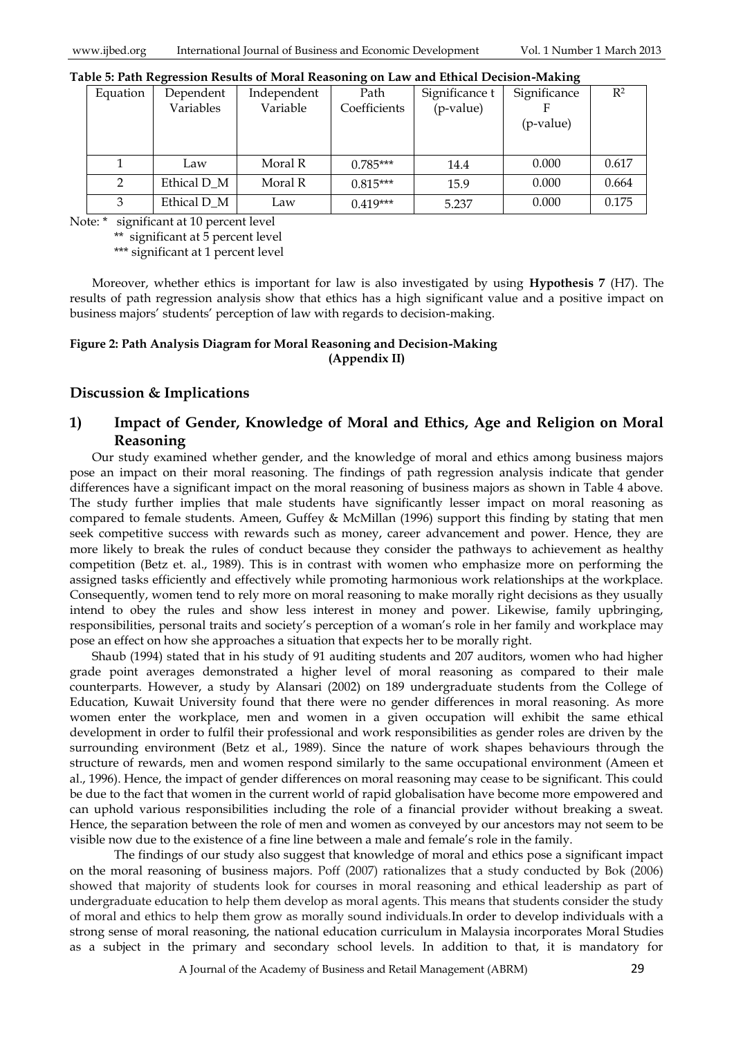**Table 5: Path Regression Results of Moral Reasoning on Law and Ethical Decision-Making**

| Equation | Dependent Variables | Independent Variable | Path Coefficients | Significance t (p-value) | Significance F (p-value) | $R^2$ |
|---|---|---|---|---|---|---|
| 1 | Law | Moral R | 0.785*** | 14.4 | 0.000 | 0.617 |
| 2 | Ethical D_M | Moral R | 0.815*** | 15.9 | 0.000 | 0.664 |
| 3 | Ethical D_M | Law | 0.419*** | 5.237 | 0.000 | 0.175 |

Note: * significant at 10 percent level
** significant at 5 percent level
*** significant at 1 percent level

Moreover, whether ethics is important for law is also investigated by using **Hypothesis 7** (H7). The results of path regression analysis show that ethics has a high significant value and a positive impact on business majors' students' perception of law with regards to decision-making.

**Figure 2: Path Analysis Diagram for Moral Reasoning and Decision-Making (Appendix II)**

## Discussion & Implications

### 1) Impact of Gender, Knowledge of Moral and Ethics, Age and Religion on Moral Reasoning

Our study examined whether gender, and the knowledge of moral and ethics among business majors pose an impact on their moral reasoning. The findings of path regression analysis indicate that gender differences have a significant impact on the moral reasoning of business majors as shown in Table 4 above. The study further implies that male students have significantly lesser impact on moral reasoning as compared to female students. Ameen, Guffey & McMillan (1996) support this finding by stating that men seek competitive success with rewards such as money, career advancement and power. Hence, they are more likely to break the rules of conduct because they consider the pathways to achievement as healthy competition (Betz et. al., 1989). This is in contrast with women who emphasize more on performing the assigned tasks efficiently and effectively while promoting harmonious work relationships at the workplace. Consequently, women tend to rely more on moral reasoning to make morally right decisions as they usually intend to obey the rules and show less interest in money and power. Likewise, family upbringing, responsibilities, personal traits and society's perception of a woman's role in her family and workplace may pose an effect on how she approaches a situation that expects her to be morally right.

Shaub (1994) stated that in his study of 91 auditing students and 207 auditors, women who had higher grade point averages demonstrated a higher level of moral reasoning as compared to their male counterparts. However, a study by Alansari (2002) on 189 undergraduate students from the College of Education, Kuwait University found that there were no gender differences in moral reasoning. As more women enter the workplace, men and women in a given occupation will exhibit the same ethical development in order to fulfil their professional and work responsibilities as gender roles are driven by the surrounding environment (Betz et al., 1989). Since the nature of work shapes behaviours through the structure of rewards, men and women respond similarly to the same occupational environment (Ameen et al., 1996). Hence, the impact of gender differences on moral reasoning may cease to be significant. This could be due to the fact that women in the current world of rapid globalisation have become more empowered and can uphold various responsibilities including the role of a financial provider without breaking a sweat. Hence, the separation between the role of men and women as conveyed by our ancestors may not seem to be visible now due to the existence of a fine line between a male and female's role in the family.

The findings of our study also suggest that knowledge of moral and ethics pose a significant impact on the moral reasoning of business majors. Poff (2007) rationalizes that a study conducted by Bok (2006) showed that majority of students look for courses in moral reasoning and ethical leadership as part of undergraduate education to help them develop as moral agents. This means that students consider the study of moral and ethics to help them grow as morally sound individuals.In order to develop individuals with a strong sense of moral reasoning, the national education curriculum in Malaysia incorporates Moral Studies as a subject in the primary and secondary school levels. In addition to that, it is mandatory for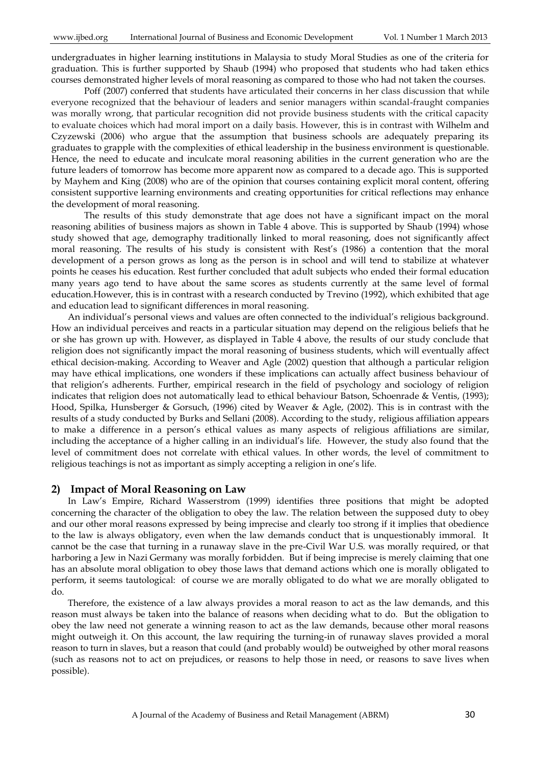undergraduates in higher learning institutions in Malaysia to study Moral Studies as one of the criteria for graduation. This is further supported by Shaub (1994) who proposed that students who had taken ethics courses demonstrated higher levels of moral reasoning as compared to those who had not taken the courses.

Poff (2007) conferred that students have articulated their concerns in her class discussion that while everyone recognized that the behaviour of leaders and senior managers within scandal-fraught companies was morally wrong, that particular recognition did not provide business students with the critical capacity to evaluate choices which had moral import on a daily basis. However, this is in contrast with Wilhelm and Czyzewski (2006) who argue that the assumption that business schools are adequately preparing its graduates to grapple with the complexities of ethical leadership in the business environment is questionable. Hence, the need to educate and inculcate moral reasoning abilities in the current generation who are the future leaders of tomorrow has become more apparent now as compared to a decade ago. This is supported by Mayhem and King (2008) who are of the opinion that courses containing explicit moral content, offering consistent supportive learning environments and creating opportunities for critical reflections may enhance the development of moral reasoning.

The results of this study demonstrate that age does not have a significant impact on the moral reasoning abilities of business majors as shown in Table 4 above. This is supported by Shaub (1994) whose study showed that age, demography traditionally linked to moral reasoning, does not significantly affect moral reasoning. The results of his study is consistent with Rest's (1986) a contention that the moral development of a person grows as long as the person is in school and will tend to stabilize at whatever points he ceases his education. Rest further concluded that adult subjects who ended their formal education many years ago tend to have about the same scores as students currently at the same level of formal education.However, this is in contrast with a research conducted by Trevino (1992), which exhibited that age and education lead to significant differences in moral reasoning.

An individual's personal views and values are often connected to the individual's religious background. How an individual perceives and reacts in a particular situation may depend on the religious beliefs that he or she has grown up with. However, as displayed in Table 4 above, the results of our study conclude that religion does not significantly impact the moral reasoning of business students, which will eventually affect ethical decision-making. According to Weaver and Agle (2002) question that although a particular religion may have ethical implications, one wonders if these implications can actually affect business behaviour of that religion's adherents. Further, empirical research in the field of psychology and sociology of religion indicates that religion does not automatically lead to ethical behaviour Batson, Schoenrade & Ventis, (1993); Hood, Spilka, Hunsberger & Gorsuch, (1996) cited by Weaver & Agle, (2002). This is in contrast with the results of a study conducted by Burks and Sellani (2008). According to the study, religious affiliation appears to make a difference in a person's ethical values as many aspects of religious affiliations are similar, including the acceptance of a higher calling in an individual's life. However, the study also found that the level of commitment does not correlate with ethical values. In other words, the level of commitment to religious teachings is not as important as simply accepting a religion in one's life.

## 2) Impact of Moral Reasoning on Law

In Law's Empire, Richard Wasserstrom (1999) identifies three positions that might be adopted concerning the character of the obligation to obey the law. The relation between the supposed duty to obey and our other moral reasons expressed by being imprecise and clearly too strong if it implies that obedience to the law is always obligatory, even when the law demands conduct that is unquestionably immoral. It cannot be the case that turning in a runaway slave in the pre-Civil War U.S. was morally required, or that harboring a Jew in Nazi Germany was morally forbidden. But if being imprecise is merely claiming that one has an absolute moral obligation to obey those laws that demand actions which one is morally obligated to perform, it seems tautological: of course we are morally obligated to do what we are morally obligated to do.

Therefore, the existence of a law always provides a moral reason to act as the law demands, and this reason must always be taken into the balance of reasons when deciding what to do. But the obligation to obey the law need not generate a winning reason to act as the law demands, because other moral reasons might outweigh it. On this account, the law requiring the turning-in of runaway slaves provided a moral reason to turn in slaves, but a reason that could (and probably would) be outweighed by other moral reasons (such as reasons not to act on prejudices, or reasons to help those in need, or reasons to save lives when possible).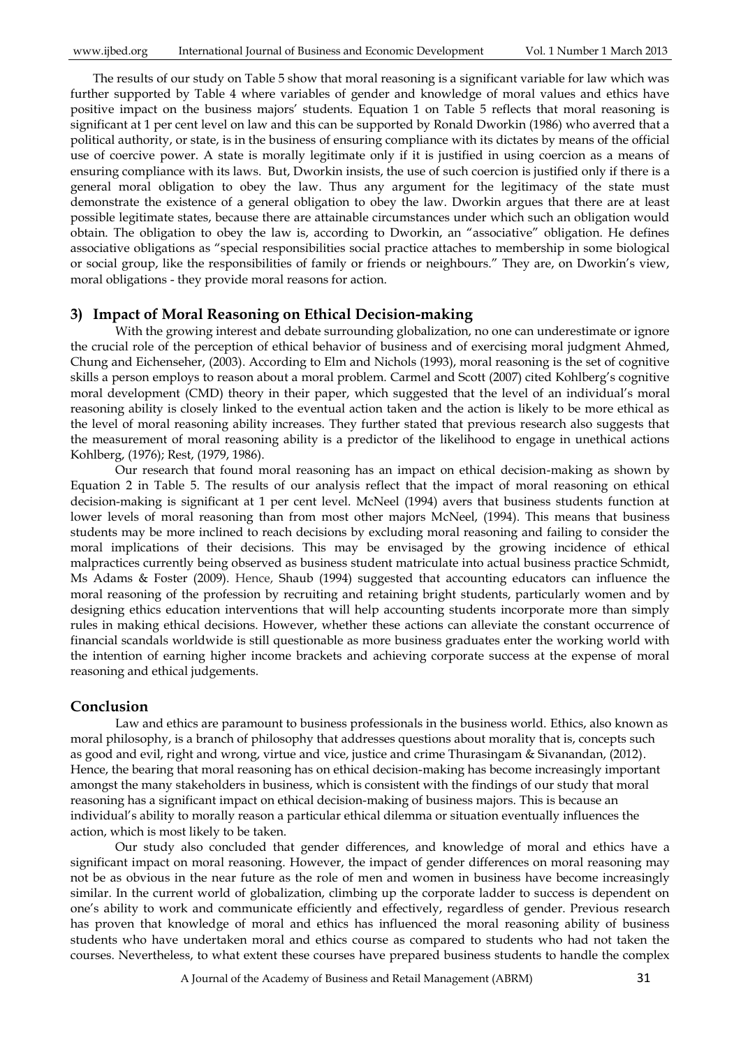The results of our study on Table 5 show that moral reasoning is a significant variable for law which was further supported by Table 4 where variables of gender and knowledge of moral values and ethics have positive impact on the business majors' students. Equation 1 on Table 5 reflects that moral reasoning is significant at 1 per cent level on law and this can be supported by Ronald Dworkin (1986) who averred that a political authority, or state, is in the business of ensuring compliance with its dictates by means of the official use of coercive power. A state is morally legitimate only if it is justified in using coercion as a means of ensuring compliance with its laws. But, Dworkin insists, the use of such coercion is justified only if there is a general moral obligation to obey the law. Thus any argument for the legitimacy of the state must demonstrate the existence of a general obligation to obey the law. Dworkin argues that there are at least possible legitimate states, because there are attainable circumstances under which such an obligation would obtain. The obligation to obey the law is, according to Dworkin, an "associative" obligation. He defines associative obligations as "special responsibilities social practice attaches to membership in some biological or social group, like the responsibilities of family or friends or neighbours." They are, on Dworkin's view, moral obligations - they provide moral reasons for action.

### 3) Impact of Moral Reasoning on Ethical Decision-making

With the growing interest and debate surrounding globalization, no one can underestimate or ignore the crucial role of the perception of ethical behavior of business and of exercising moral judgment Ahmed, Chung and Eichenseher, (2003). According to Elm and Nichols (1993), moral reasoning is the set of cognitive skills a person employs to reason about a moral problem. Carmel and Scott (2007) cited Kohlberg's cognitive moral development (CMD) theory in their paper, which suggested that the level of an individual's moral reasoning ability is closely linked to the eventual action taken and the action is likely to be more ethical as the level of moral reasoning ability increases. They further stated that previous research also suggests that the measurement of moral reasoning ability is a predictor of the likelihood to engage in unethical actions Kohlberg, (1976); Rest, (1979, 1986).

Our research that found moral reasoning has an impact on ethical decision-making as shown by Equation 2 in Table 5. The results of our analysis reflect that the impact of moral reasoning on ethical decision-making is significant at 1 per cent level. McNeel (1994) avers that business students function at lower levels of moral reasoning than from most other majors McNeel, (1994). This means that business students may be more inclined to reach decisions by excluding moral reasoning and failing to consider the moral implications of their decisions. This may be envisaged by the growing incidence of ethical malpractices currently being observed as business student matriculate into actual business practice Schmidt, Ms Adams & Foster (2009). Hence, Shaub (1994) suggested that accounting educators can influence the moral reasoning of the profession by recruiting and retaining bright students, particularly women and by designing ethics education interventions that will help accounting students incorporate more than simply rules in making ethical decisions. However, whether these actions can alleviate the constant occurrence of financial scandals worldwide is still questionable as more business graduates enter the working world with the intention of earning higher income brackets and achieving corporate success at the expense of moral reasoning and ethical judgements.

## Conclusion

Law and ethics are paramount to business professionals in the business world. Ethics, also known as moral philosophy, is a branch of philosophy that addresses questions about morality that is, concepts such as good and evil, right and wrong, virtue and vice, justice and crime Thurasingam & Sivanandan, (2012). Hence, the bearing that moral reasoning has on ethical decision-making has become increasingly important amongst the many stakeholders in business, which is consistent with the findings of our study that moral reasoning has a significant impact on ethical decision-making of business majors. This is because an individual's ability to morally reason a particular ethical dilemma or situation eventually influences the action, which is most likely to be taken.

Our study also concluded that gender differences, and knowledge of moral and ethics have a significant impact on moral reasoning. However, the impact of gender differences on moral reasoning may not be as obvious in the near future as the role of men and women in business have become increasingly similar. In the current world of globalization, climbing up the corporate ladder to success is dependent on one's ability to work and communicate efficiently and effectively, regardless of gender. Previous research has proven that knowledge of moral and ethics has influenced the moral reasoning ability of business students who have undertaken moral and ethics course as compared to students who had not taken the courses. Nevertheless, to what extent these courses have prepared business students to handle the complex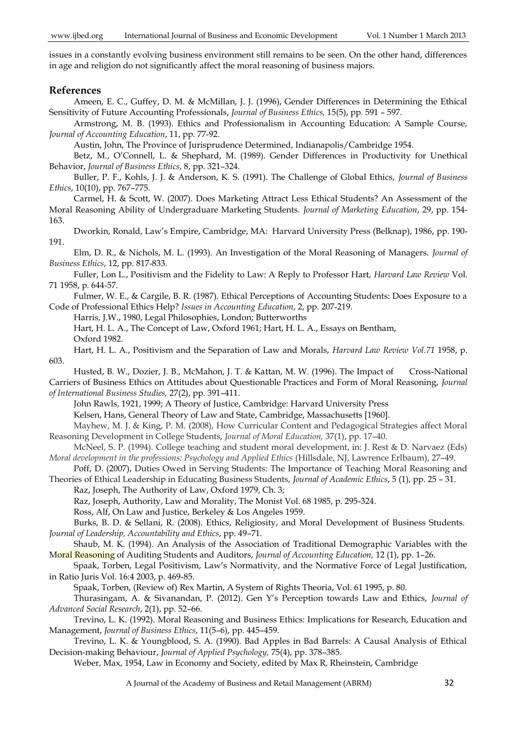issues in a constantly evolving business environment still remains to be seen. On the other hand, differences in age and religion do not significantly affect the moral reasoning of business majors.

## References

Ameen, E. C., Guffey, D. M. & McMillan, J. J. (1996), Gender Differences in Determining the Ethical Sensitivity of Future Accounting Professionals, *Journal of Business Ethics,* 15(5), pp. 591 – 597.

Armstrong, M. B. (1993). Ethics and Professionalism in Accounting Education: A Sample Course, *Journal of Accounting Education*, 11, pp. 77-92.

Austin, John, The Province of Jurisprudence Determined, Indianapolis/Cambridge 1954.

Betz, M., O'Connell, L. & Shephard, M. (1989). Gender Differences in Productivity for Unethical Behavior, *Journal of Business Ethics*, 8, pp. 321–324.

Buller, P. F., Kohls, J. J. & Anderson, K. S. (1991). The Challenge of Global Ethics, *Journal of Business Ethics*, 10(10), pp. 767–775.

Carmel, H. & Scott, W. (2007). Does Marketing Attract Less Ethical Students? An Assessment of the Moral Reasoning Ability of Undergraduare Marketing Students. *Journal of Marketing Education*, 29, pp. 154-163.

Dworkin, Ronald, Law's Empire, Cambridge, MA: Harvard University Press (Belknap), 1986, pp. 190-191.

Elm, D. R., & Nichols, M. L. (1993). An Investigation of the Moral Reasoning of Managers. *Journal of Business Ethics*, 12, pp. 817-833.

Fuller, Lon L., Positivism and the Fidelity to Law: A Reply to Professor Hart, *Harvard Law Review* Vol. 71 1958, p. 644-57.

Fulmer, W. E., & Cargile, B. R. (1987). Ethical Perceptions of Accounting Students: Does Exposure to a Code of Professional Ethics Help? *Issues in Accounting Education*, 2, pp. 207-219.

Harris, J.W., 1980, Legal Philosophies, London; Butterworths

Hart, H. L. A., The Concept of Law, Oxford 1961; Hart, H. L. A., Essays on Bentham, Oxford 1982.

Hart, H. L. A., Positivism and the Separation of Law and Morals, *Harvard Law Review Vol.71* 1958, p. 603.

Husted, B. W., Dozier, J. B., McMahon, J. T. & Kattan, M. W. (1996). The Impact of Cross-National Carriers of Business Ethics on Attitudes about Questionable Practices and Form of Moral Reasoning, *Journal of International Business Studies,* 27(2), pp. 391–411.

John Rawls, 1921, 1999; A Theory of Justice, Cambridge: Harvard University Press

Kelsen, Hans, General Theory of Law and State, Cambridge, Massachusetts [1960].

Mayhew, M. J. & King, P. M. (2008), How Curricular Content and Pedagogical Strategies affect Moral Reasoning Development in College Students, *Journal of Moral Education,* 37(1), pp. 17–40.

McNeel, S. P. (1994). College teaching and student moral development, in: J. Rest & D. Narvaez (Eds) *Moral development in the professions: Psychology and Applied Ethics* (Hillsdale, NJ, Lawrence Erlbaum), 27–49.

Poff, D. (2007), Duties Owed in Serving Students: The Importance of Teaching Moral Reasoning and Theories of Ethical Leadership in Educating Business Students, *Journal of Academic Ethics*, 5 (1), pp. 25 – 31.

Raz, Joseph, The Authority of Law, Oxford 1979, Ch. 3;

Raz, Joseph, Authority, Law and Morality, The Monist Vol. 68 1985, p. 295-324.

Ross, Alf, On Law and Justice, Berkeley & Los Angeles 1959.

Burks, B. D. & Sellani, R. (2008). Ethics, Religiosity, and Moral Development of Business Students. *Journal of Leadership, Accountability and Ethics*, pp. 49–71.

Shaub, M. K. (1994). An Analysis of the Association of Traditional Demographic Variables with the Moral Reasoning of Auditing Students and Auditors, *Journal of Accounting Education,* 12 (1), pp. 1–26.

Spaak, Torben, Legal Positivism, Law's Normativity, and the Normative Force of Legal Justification, in Ratio Juris Vol. 16:4 2003, p. 469-85.

Spaak, Torben, (Review of) Rex Martin, A System of Rights Theoria, Vol. 61 1995, p. 80.

Thurasingam, A. & Sivanandan, P. (2012). Gen Y's Perception towards Law and Ethics, *Journal of Advanced Social Research*, 2(1), pp. 52–66.

Trevino, L. K. (1992). Moral Reasoning and Business Ethics: Implications for Research, Education and Management, *Journal of Business Ethics*, 11(5–6), pp. 445–459.

Trevino, L. K. & Youngblood, S. A. (1990). Bad Apples in Bad Barrels: A Causal Analysis of Ethical Decision-making Behaviour, *Journal of Applied Psychology,* 75(4), pp. 378–385.

Weber, Max, 1954, Law in Economy and Society, edited by Max R, Rheinstein, Cambridge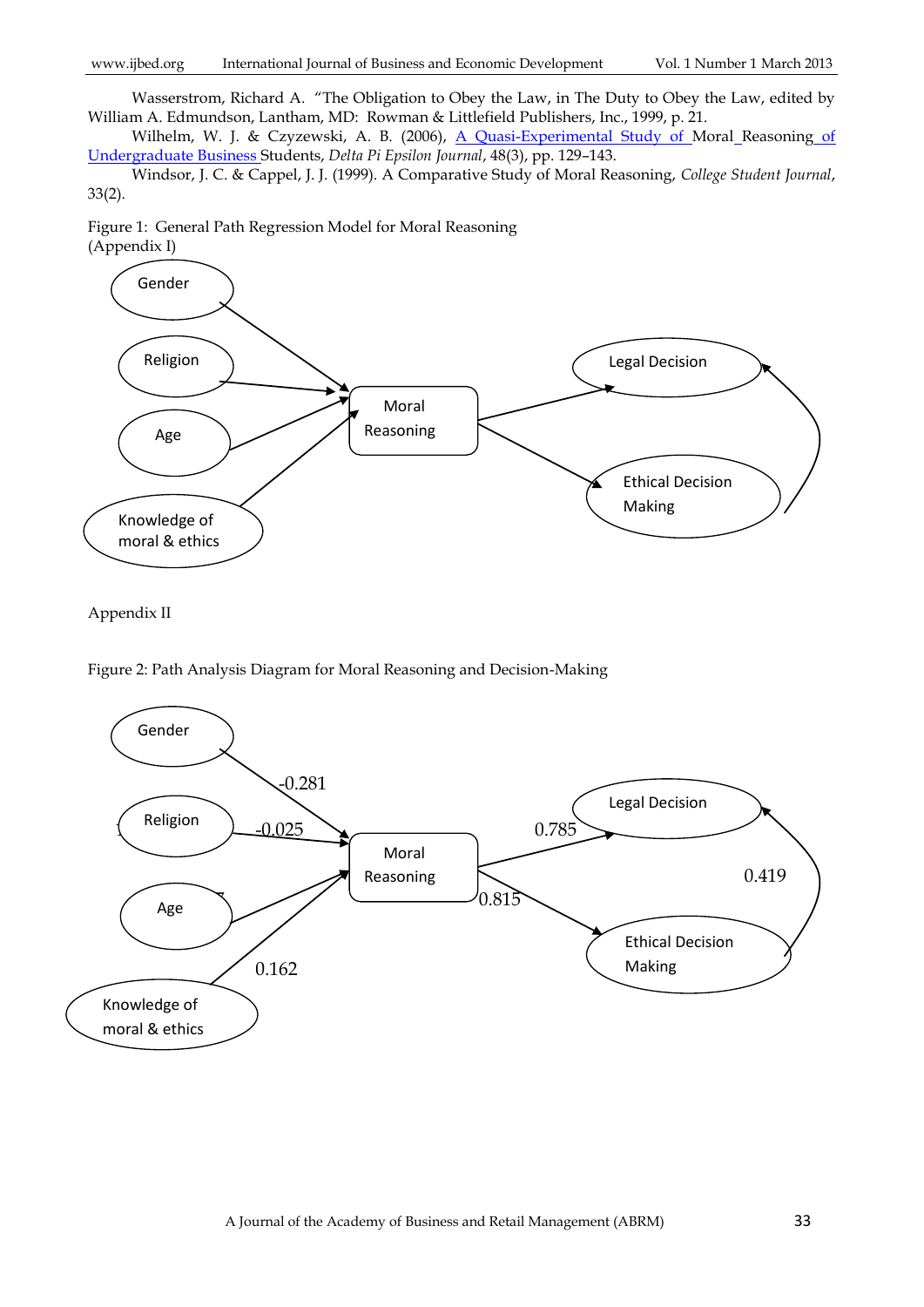Wasserstrom, Richard A. "The Obligation to Obey the Law, in The Duty to Obey the Law, edited by William A. Edmundson, Lantham, MD: Rowman & Littlefield Publishers, Inc., 1999, p. 21.

Wilhelm, W. J. & Czyzewski, A. B. (2006), A Quasi-Experimental Study of Moral Reasoning of Undergraduate Business Students, *Delta Pi Epsilon Journal*, 48(3), pp. 129–143.

Windsor, J. C. & Cappel, J. J. (1999). A Comparative Study of Moral Reasoning, *College Student Journal*, 33(2).

Figure 1: General Path Regression Model for Moral Reasoning
(Appendix I)

Gender

Religion

Age

Knowledge of moral & ethics

Moral Reasoning

Legal Decision

Ethical Decision Making

Appendix II

Figure 2: Path Analysis Diagram for Moral Reasoning and Decision-Making

Gender

Religion

Age

Knowledge of moral & ethics

Moral Reasoning

Legal Decision

Ethical Decision Making

-0.281

-0.025

0.162

0.785

0.815

0.419